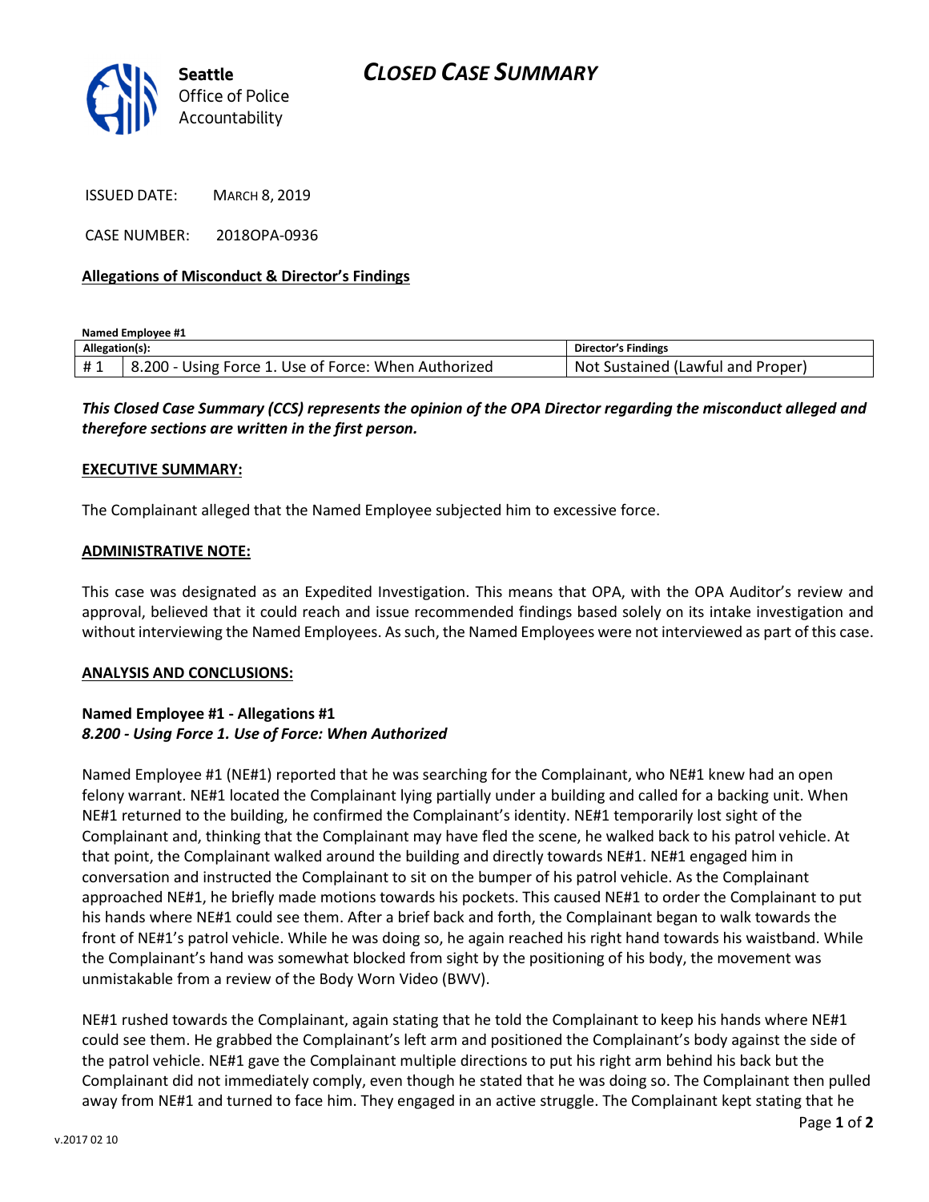# CLOSED CASE SUMMARY

Seattle Office of Police Accountability

ISSUED DATE: MARCH 8, 2019

CASE NUMBER: 2018OPA-0936

**Allegations of Misconduct & Director's Findings**

**Named Employee #1**

| Allegation(s): | | Director's Findings |
|---|---|---|
| # 1 | 8.200 - Using Force 1. Use of Force: When Authorized | Not Sustained (Lawful and Proper) |

***This Closed Case Summary (CCS) represents the opinion of the OPA Director regarding the misconduct alleged and therefore sections are written in the first person.***

**EXECUTIVE SUMMARY:**

The Complainant alleged that the Named Employee subjected him to excessive force.

**ADMINISTRATIVE NOTE:**

This case was designated as an Expedited Investigation. This means that OPA, with the OPA Auditor's review and approval, believed that it could reach and issue recommended findings based solely on its intake investigation and without interviewing the Named Employees. As such, the Named Employees were not interviewed as part of this case.

**ANALYSIS AND CONCLUSIONS:**

**Named Employee #1 - Allegations #1**
***8.200 - Using Force 1. Use of Force: When Authorized***

Named Employee #1 (NE#1) reported that he was searching for the Complainant, who NE#1 knew had an open felony warrant. NE#1 located the Complainant lying partially under a building and called for a backing unit. When NE#1 returned to the building, he confirmed the Complainant's identity. NE#1 temporarily lost sight of the Complainant and, thinking that the Complainant may have fled the scene, he walked back to his patrol vehicle. At that point, the Complainant walked around the building and directly towards NE#1. NE#1 engaged him in conversation and instructed the Complainant to sit on the bumper of his patrol vehicle. As the Complainant approached NE#1, he briefly made motions towards his pockets. This caused NE#1 to order the Complainant to put his hands where NE#1 could see them. After a brief back and forth, the Complainant began to walk towards the front of NE#1's patrol vehicle. While he was doing so, he again reached his right hand towards his waistband. While the Complainant's hand was somewhat blocked from sight by the positioning of his body, the movement was unmistakable from a review of the Body Worn Video (BWV).

NE#1 rushed towards the Complainant, again stating that he told the Complainant to keep his hands where NE#1 could see them. He grabbed the Complainant's left arm and positioned the Complainant's body against the side of the patrol vehicle. NE#1 gave the Complainant multiple directions to put his right arm behind his back but the Complainant did not immediately comply, even though he stated that he was doing so. The Complainant then pulled away from NE#1 and turned to face him. They engaged in an active struggle. The Complainant kept stating that he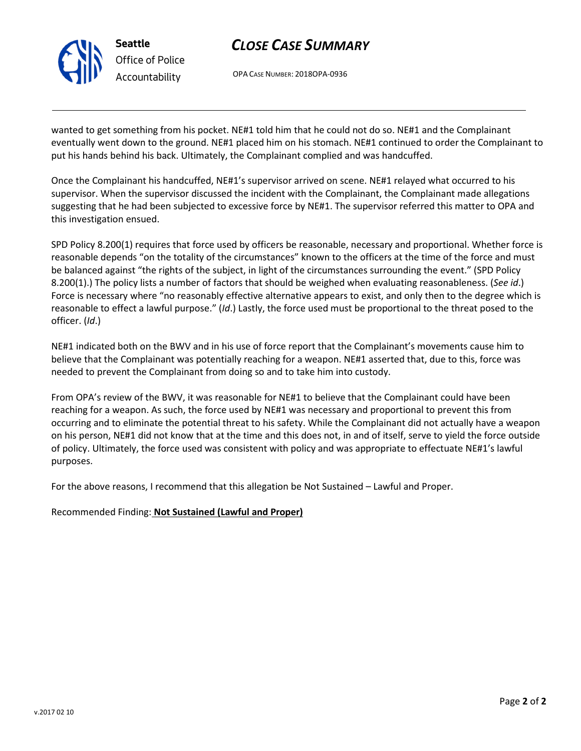wanted to get something from his pocket. NE#1 told him that he could not do so. NE#1 and the Complainant eventually went down to the ground. NE#1 placed him on his stomach. NE#1 continued to order the Complainant to put his hands behind his back. Ultimately, the Complainant complied and was handcuffed.

Once the Complainant his handcuffed, NE#1's supervisor arrived on scene. NE#1 relayed what occurred to his supervisor. When the supervisor discussed the incident with the Complainant, the Complainant made allegations suggesting that he had been subjected to excessive force by NE#1. The supervisor referred this matter to OPA and this investigation ensued.

SPD Policy 8.200(1) requires that force used by officers be reasonable, necessary and proportional. Whether force is reasonable depends "on the totality of the circumstances" known to the officers at the time of the force and must be balanced against "the rights of the subject, in light of the circumstances surrounding the event." (SPD Policy 8.200(1).) The policy lists a number of factors that should be weighed when evaluating reasonableness. (*See id*.) Force is necessary where "no reasonably effective alternative appears to exist, and only then to the degree which is reasonable to effect a lawful purpose." (*Id*.) Lastly, the force used must be proportional to the threat posed to the officer. (*Id*.)

NE#1 indicated both on the BWV and in his use of force report that the Complainant's movements cause him to believe that the Complainant was potentially reaching for a weapon. NE#1 asserted that, due to this, force was needed to prevent the Complainant from doing so and to take him into custody.

From OPA's review of the BWV, it was reasonable for NE#1 to believe that the Complainant could have been reaching for a weapon. As such, the force used by NE#1 was necessary and proportional to prevent this from occurring and to eliminate the potential threat to his safety. While the Complainant did not actually have a weapon on his person, NE#1 did not know that at the time and this does not, in and of itself, serve to yield the force outside of policy. Ultimately, the force used was consistent with policy and was appropriate to effectuate NE#1's lawful purposes.

For the above reasons, I recommend that this allegation be Not Sustained – Lawful and Proper.

Recommended Finding: **Not Sustained (Lawful and Proper)**